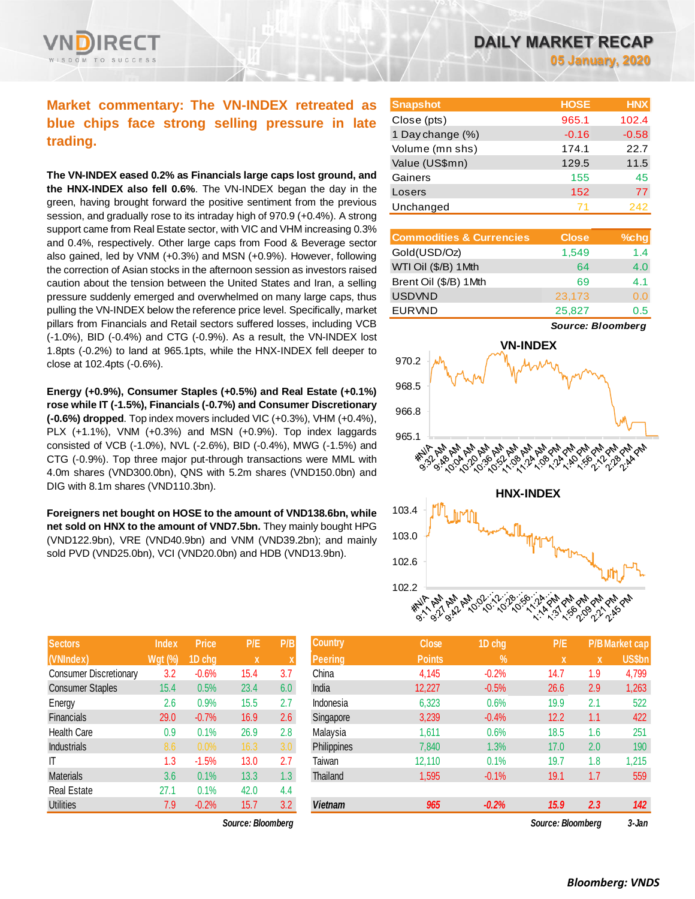# DAILY MARKET RECAP

**05 January, 2020**

## Market commentary: The VN-INDEX retreated as blue chips face strong selling pressure in late trading.

**The VN-INDEX eased 0.2% as Financials large caps lost ground, and the HNX-INDEX also fell 0.6%.** The VN-INDEX began the day in the green, having brought forward the positive sentiment from the previous session, and gradually rose to its intraday high of 970.9 (+0.4%). A strong support came from Real Estate sector, with VIC and VHM increasing 0.3% and 0.4%, respectively. Other large caps from Food & Beverage sector also gained, led by VNM (+0.3%) and MSN (+0.9%). However, following the correction of Asian stocks in the afternoon session as investors raised caution about the tension between the United States and Iran, a selling pressure suddenly emerged and overwhelmed on many large caps, thus pulling the VN-INDEX below the reference price level. Specifically, market pillars from Financials and Retail sectors suffered losses, including VCB (-1.0%), BID (-0.4%) and CTG (-0.9%). As a result, the VN-INDEX lost 1.8pts (-0.2%) to land at 965.1pts, while the HNX-INDEX fell deeper to close at 102.4pts (-0.6%).

**Energy (+0.9%), Consumer Staples (+0.5%) and Real Estate (+0.1%) rose while IT (-1.5%), Financials (-0.7%) and Consumer Discretionary (-0.6%) dropped**. Top index movers included VIC (+0.3%), VHM (+0.4%), PLX (+1.1%), VNM (+0.3%) and MSN (+0.9%). Top index laggards consisted of VCB (-1.0%), NVL (-2.6%), BID (-0.4%), MWG (-1.5%) and CTG (-0.9%). Top three major put-through transactions were MML with 4.0m shares (VND300.0bn), QNS with 5.2m shares (VND150.0bn) and DIG with 8.1m shares (VND110.3bn).

**Foreigners net bought on HOSE to the amount of VND138.6bn, while net sold on HNX to the amount of VND7.5bn.** They mainly bought HPG (VND122.9bn), VRE (VND40.9bn) and VNM (VND39.2bn); and mainly sold PVD (VND25.0bn), VCI (VND20.0bn) and HDB (VND13.9bn).

| Snapshot | HOSE | HNX |
|---|---|---|
| Close (pts) | 965.1 | 102.4 |
| 1 Day change (%) | -0.16 | -0.58 |
| Volume (mn shs) | 174.1 | 22.7 |
| Value (US$mn) | 129.5 | 11.5 |
| Gainers | 155 | 45 |
| Losers | 152 | 77 |
| Unchanged | 71 | 242 |

| Commodities & Currencies | Close | %chg |
|---|---|---|
| Gold(USD/Oz) | 1,549 | 1.4 |
| WTI Oil ($/B) 1Mth | 64 | 4.0 |
| Brent Oil ($/B) 1Mth | 69 | 4.1 |
| USDVND | 23,173 | 0.0 |
| EURVND | 25,827 | 0.5 |

*Source: Bloomberg*

| Sectors (VNIndex) | Index Wgt (%) | Price 1D chg | P/E x | P/B x |
|---|---|---|---|---|
| Consumer Discretionary | 3.2 | -0.6% | 15.4 | 3.7 |
| Consumer Staples | 15.4 | 0.5% | 23.4 | 6.0 |
| Energy | 2.6 | 0.9% | 15.5 | 2.7 |
| Financials | 29.0 | -0.7% | 16.9 | 2.6 |
| Health Care | 0.9 | 0.1% | 26.9 | 2.8 |
| Industrials | 8.6 | 0.0% | 16.3 | 3.0 |
| IT | 1.3 | -1.5% | 13.0 | 2.7 |
| Materials | 3.6 | 0.1% | 13.3 | 1.3 |
| Real Estate | 27.1 | 0.1% | 42.0 | 4.4 |
| Utilities | 7.9 | -0.2% | 15.7 | 3.2 |

*Source: Bloomberg*

| Country Peering | Close Points | 1D chg % | P/E x | P/B x | Market cap US$bn |
|---|---|---|---|---|---|
| China | 4,145 | -0.2% | 14.7 | 1.9 | 4,799 |
| India | 12,227 | -0.5% | 26.6 | 2.9 | 1,263 |
| Indonesia | 6,323 | 0.6% | 19.9 | 2.1 | 522 |
| Singapore | 3,239 | -0.4% | 12.2 | 1.1 | 422 |
| Malaysia | 1,611 | 0.6% | 18.5 | 1.6 | 251 |
| Philippines | 7,840 | 1.3% | 17.0 | 2.0 | 190 |
| Taiwan | 12,110 | 0.1% | 19.7 | 1.8 | 1,215 |
| Thailand | 1,595 | -0.1% | 19.1 | 1.7 | 559 |
| *Vietnam* | *965* | *-0.2%* | *15.9* | *2.3* | *142* |

*Source: Bloomberg* 3-Jan

*Bloomberg: VNDS*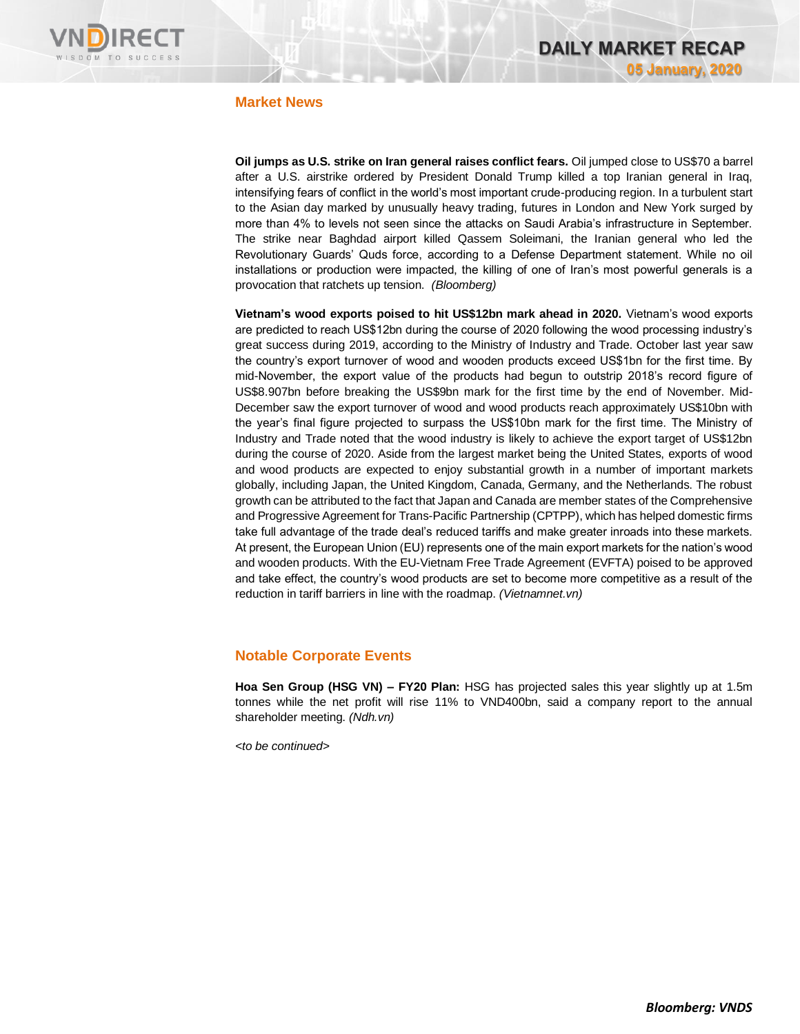## Market News

**Oil jumps as U.S. strike on Iran general raises conflict fears.** Oil jumped close to US$70 a barrel after a U.S. airstrike ordered by President Donald Trump killed a top Iranian general in Iraq, intensifying fears of conflict in the world's most important crude-producing region. In a turbulent start to the Asian day marked by unusually heavy trading, futures in London and New York surged by more than 4% to levels not seen since the attacks on Saudi Arabia's infrastructure in September. The strike near Baghdad airport killed Qassem Soleimani, the Iranian general who led the Revolutionary Guards' Quds force, according to a Defense Department statement. While no oil installations or production were impacted, the killing of one of Iran's most powerful generals is a provocation that ratchets up tension. *(Bloomberg)*

**Vietnam's wood exports poised to hit US$12bn mark ahead in 2020.** Vietnam's wood exports are predicted to reach US$12bn during the course of 2020 following the wood processing industry's great success during 2019, according to the Ministry of Industry and Trade. October last year saw the country's export turnover of wood and wooden products exceed US$1bn for the first time. By mid-November, the export value of the products had begun to outstrip 2018's record figure of US$8.907bn before breaking the US$9bn mark for the first time by the end of November. Mid-December saw the export turnover of wood and wood products reach approximately US$10bn with the year's final figure projected to surpass the US$10bn mark for the first time. The Ministry of Industry and Trade noted that the wood industry is likely to achieve the export target of US$12bn during the course of 2020. Aside from the largest market being the United States, exports of wood and wood products are expected to enjoy substantial growth in a number of important markets globally, including Japan, the United Kingdom, Canada, Germany, and the Netherlands. The robust growth can be attributed to the fact that Japan and Canada are member states of the Comprehensive and Progressive Agreement for Trans-Pacific Partnership (CPTPP), which has helped domestic firms take full advantage of the trade deal's reduced tariffs and make greater inroads into these markets. At present, the European Union (EU) represents one of the main export markets for the nation's wood and wooden products. With the EU-Vietnam Free Trade Agreement (EVFTA) poised to be approved and take effect, the country's wood products are set to become more competitive as a result of the reduction in tariff barriers in line with the roadmap. *(Vietnamnet.vn)*

## Notable Corporate Events

**Hoa Sen Group (HSG VN) – FY20 Plan:** HSG has projected sales this year slightly up at 1.5m tonnes while the net profit will rise 11% to VND400bn, said a company report to the annual shareholder meeting. *(Ndh.vn)*

*<to be continued>*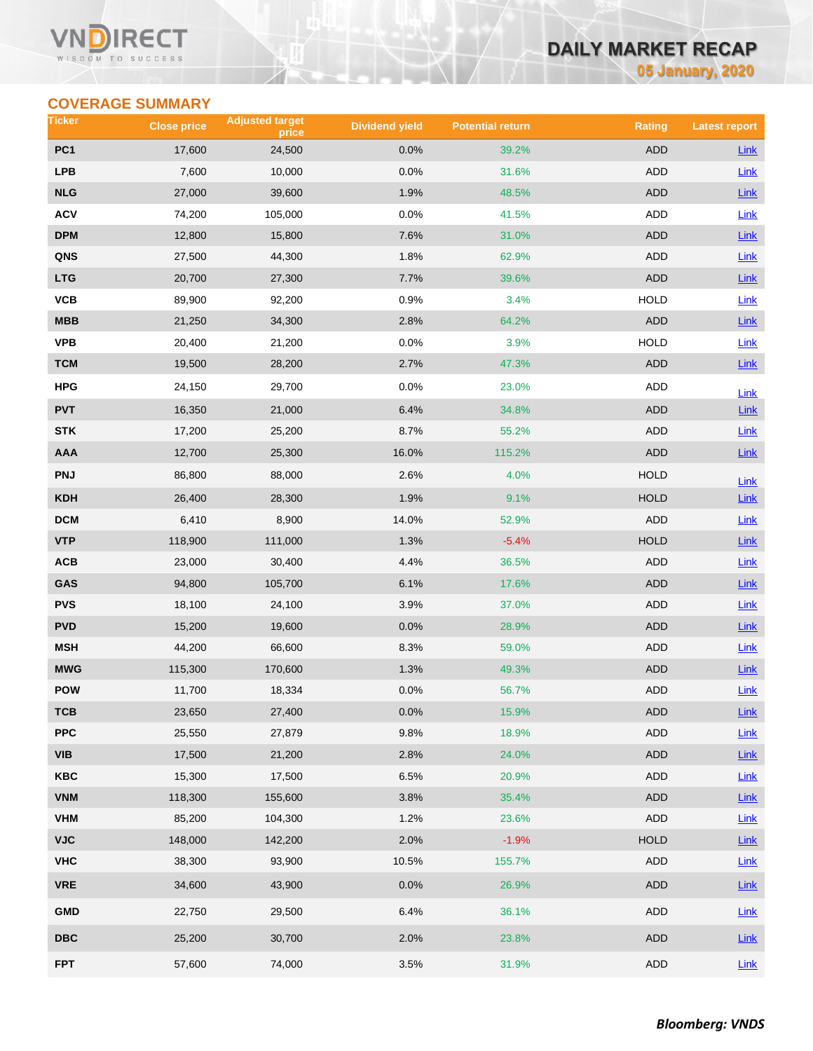## COVERAGE SUMMARY

| Ticker | Close price | Adjusted target price | Dividend yield | Potential return | Rating | Latest report |
|---|---|---|---|---|---|---|
| PC1 | 17,600 | 24,500 | 0.0% | 39.2% | ADD | Link |
| LPB | 7,600 | 10,000 | 0.0% | 31.6% | ADD | Link |
| NLG | 27,000 | 39,600 | 1.9% | 48.5% | ADD | Link |
| ACV | 74,200 | 105,000 | 0.0% | 41.5% | ADD | Link |
| DPM | 12,800 | 15,800 | 7.6% | 31.0% | ADD | Link |
| QNS | 27,500 | 44,300 | 1.8% | 62.9% | ADD | Link |
| LTG | 20,700 | 27,300 | 7.7% | 39.6% | ADD | Link |
| VCB | 89,900 | 92,200 | 0.9% | 3.4% | HOLD | Link |
| MBB | 21,250 | 34,300 | 2.8% | 64.2% | ADD | Link |
| VPB | 20,400 | 21,200 | 0.0% | 3.9% | HOLD | Link |
| TCM | 19,500 | 28,200 | 2.7% | 47.3% | ADD | Link |
| HPG | 24,150 | 29,700 | 0.0% | 23.0% | ADD | Link |
| PVT | 16,350 | 21,000 | 6.4% | 34.8% | ADD | Link |
| STK | 17,200 | 25,200 | 8.7% | 55.2% | ADD | Link |
| AAA | 12,700 | 25,300 | 16.0% | 115.2% | ADD | Link |
| PNJ | 86,800 | 88,000 | 2.6% | 4.0% | HOLD | Link |
| KDH | 26,400 | 28,300 | 1.9% | 9.1% | HOLD | Link |
| DCM | 6,410 | 8,900 | 14.0% | 52.9% | ADD | Link |
| VTP | 118,900 | 111,000 | 1.3% | -5.4% | HOLD | Link |
| ACB | 23,000 | 30,400 | 4.4% | 36.5% | ADD | Link |
| GAS | 94,800 | 105,700 | 6.1% | 17.6% | ADD | Link |
| PVS | 18,100 | 24,100 | 3.9% | 37.0% | ADD | Link |
| PVD | 15,200 | 19,600 | 0.0% | 28.9% | ADD | Link |
| MSH | 44,200 | 66,600 | 8.3% | 59.0% | ADD | Link |
| MWG | 115,300 | 170,600 | 1.3% | 49.3% | ADD | Link |
| POW | 11,700 | 18,334 | 0.0% | 56.7% | ADD | Link |
| TCB | 23,650 | 27,400 | 0.0% | 15.9% | ADD | Link |
| PPC | 25,550 | 27,879 | 9.8% | 18.9% | ADD | Link |
| VIB | 17,500 | 21,200 | 2.8% | 24.0% | ADD | Link |
| KBC | 15,300 | 17,500 | 6.5% | 20.9% | ADD | Link |
| VNM | 118,300 | 155,600 | 3.8% | 35.4% | ADD | Link |
| VHM | 85,200 | 104,300 | 1.2% | 23.6% | ADD | Link |
| VJC | 148,000 | 142,200 | 2.0% | -1.9% | HOLD | Link |
| VHC | 38,300 | 93,900 | 10.5% | 155.7% | ADD | Link |
| VRE | 34,600 | 43,900 | 0.0% | 26.9% | ADD | Link |
| GMD | 22,750 | 29,500 | 6.4% | 36.1% | ADD | Link |
| DBC | 25,200 | 30,700 | 2.0% | 23.8% | ADD | Link |
| FPT | 57,600 | 74,000 | 3.5% | 31.9% | ADD | Link |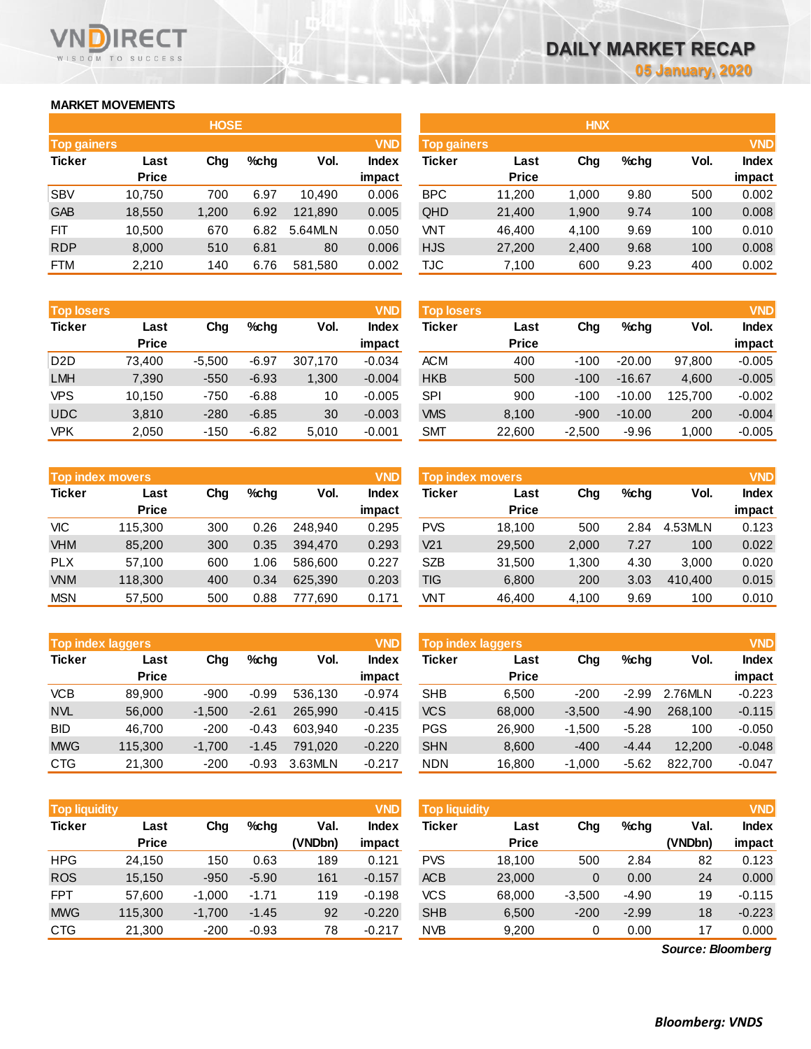# DAILY MARKET RECAP

05 January, 2020

## MARKET MOVEMENTS

### HOSE

**Top gainers** (VND)

| Ticker | Last Price | Chg | %chg | Vol. | Index impact |
|---|---|---|---|---|---|
| SBV | 10,750 | 700 | 6.97 | 10,490 | 0.006 |
| GAB | 18,550 | 1,200 | 6.92 | 121,890 | 0.005 |
| FIT | 10,500 | 670 | 6.82 | 5.64MLN | 0.050 |
| RDP | 8,000 | 510 | 6.81 | 80 | 0.006 |
| FTM | 2,210 | 140 | 6.76 | 581,580 | 0.002 |

**Top losers** (VND)

| Ticker | Last Price | Chg | %chg | Vol. | Index impact |
|---|---|---|---|---|---|
| D2D | 73,400 | -5,500 | -6.97 | 307,170 | -0.034 |
| LMH | 7,390 | -550 | -6.93 | 1,300 | -0.004 |
| VPS | 10,150 | -750 | -6.88 | 10 | -0.005 |
| UDC | 3,810 | -280 | -6.85 | 30 | -0.003 |
| VPK | 2,050 | -150 | -6.82 | 5,010 | -0.001 |

**Top index movers** (VND)

| Ticker | Last Price | Chg | %chg | Vol. | Index impact |
|---|---|---|---|---|---|
| VIC | 115,300 | 300 | 0.26 | 248,940 | 0.295 |
| VHM | 85,200 | 300 | 0.35 | 394,470 | 0.293 |
| PLX | 57,100 | 600 | 1.06 | 586,600 | 0.227 |
| VNM | 118,300 | 400 | 0.34 | 625,390 | 0.203 |
| MSN | 57,500 | 500 | 0.88 | 777,690 | 0.171 |

**Top index laggers** (VND)

| Ticker | Last Price | Chg | %chg | Vol. | Index impact |
|---|---|---|---|---|---|
| VCB | 89,900 | -900 | -0.99 | 536,130 | -0.974 |
| NVL | 56,000 | -1,500 | -2.61 | 265,990 | -0.415 |
| BID | 46,700 | -200 | -0.43 | 603,940 | -0.235 |
| MWG | 115,300 | -1,700 | -1.45 | 791,020 | -0.220 |
| CTG | 21,300 | -200 | -0.93 | 3.63MLN | -0.217 |

**Top liquidity** (VND)

| Ticker | Last Price | Chg | %chg | Val. (VNDbn) | Index impact |
|---|---|---|---|---|---|
| HPG | 24,150 | 150 | 0.63 | 189 | 0.121 |
| ROS | 15,150 | -950 | -5.90 | 161 | -0.157 |
| FPT | 57,600 | -1,000 | -1.71 | 119 | -0.198 |
| MWG | 115,300 | -1,700 | -1.45 | 92 | -0.220 |
| CTG | 21,300 | -200 | -0.93 | 78 | -0.217 |

### HNX

**Top gainers** (VND)

| Ticker | Last Price | Chg | %chg | Vol. | Index impact |
|---|---|---|---|---|---|
| BPC | 11,200 | 1,000 | 9.80 | 500 | 0.002 |
| QHD | 21,400 | 1,900 | 9.74 | 100 | 0.008 |
| VNT | 46,400 | 4,100 | 9.69 | 100 | 0.010 |
| HJS | 27,200 | 2,400 | 9.68 | 100 | 0.008 |
| TJC | 7,100 | 600 | 9.23 | 400 | 0.002 |

**Top losers** (VND)

| Ticker | Last Price | Chg | %chg | Vol. | Index impact |
|---|---|---|---|---|---|
| ACM | 400 | -100 | -20.00 | 97,800 | -0.005 |
| HKB | 500 | -100 | -16.67 | 4,600 | -0.005 |
| SPI | 900 | -100 | -10.00 | 125,700 | -0.002 |
| VMS | 8,100 | -900 | -10.00 | 200 | -0.004 |
| SMT | 22,600 | -2,500 | -9.96 | 1,000 | -0.005 |

**Top index movers** (VND)

| Ticker | Last Price | Chg | %chg | Vol. | Index impact |
|---|---|---|---|---|---|
| PVS | 18,100 | 500 | 2.84 | 4.53MLN | 0.123 |
| V21 | 29,500 | 2,000 | 7.27 | 100 | 0.022 |
| SZB | 31,500 | 1,300 | 4.30 | 3,000 | 0.020 |
| TIG | 6,800 | 200 | 3.03 | 410,400 | 0.015 |
| VNT | 46,400 | 4,100 | 9.69 | 100 | 0.010 |

**Top index laggers** (VND)

| Ticker | Last Price | Chg | %chg | Vol. | Index impact |
|---|---|---|---|---|---|
| SHB | 6,500 | -200 | -2.99 | 2.76MLN | -0.223 |
| VCS | 68,000 | -3,500 | -4.90 | 268,100 | -0.115 |
| PGS | 26,900 | -1,500 | -5.28 | 100 | -0.050 |
| SHN | 8,600 | -400 | -4.44 | 12,200 | -0.048 |
| NDN | 16,800 | -1,000 | -5.62 | 822,700 | -0.047 |

**Top liquidity** (VND)

| Ticker | Last Price | Chg | %chg | Val. (VNDbn) | Index impact |
|---|---|---|---|---|---|
| PVS | 18,100 | 500 | 2.84 | 82 | 0.123 |
| ACB | 23,000 | 0 | 0.00 | 24 | 0.000 |
| VCS | 68,000 | -3,500 | -4.90 | 19 | -0.115 |
| SHB | 6,500 | -200 | -2.99 | 18 | -0.223 |
| NVB | 9,200 | 0 | 0.00 | 17 | 0.000 |

*Source: Bloomberg*

***Bloomberg: VNDS***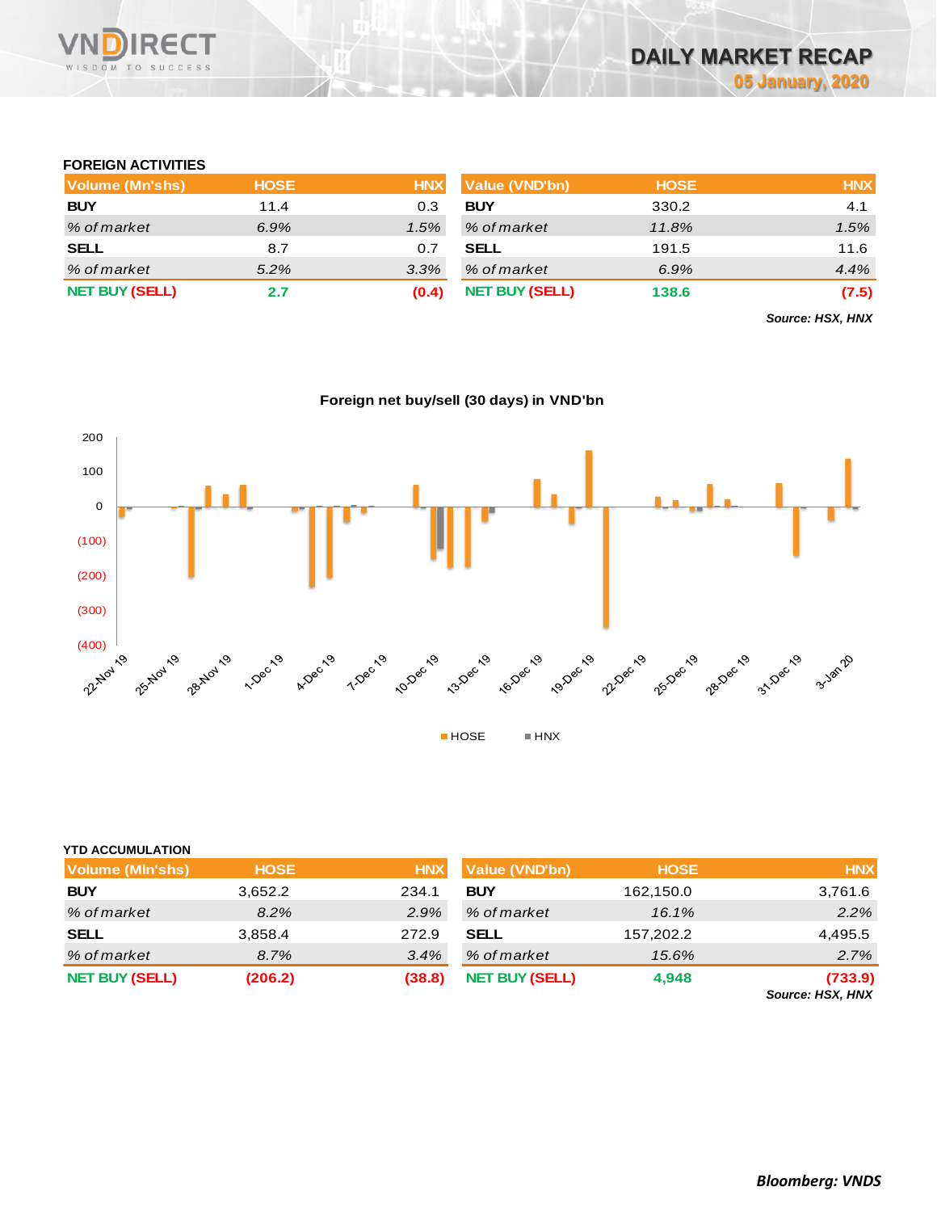## FOREIGN ACTIVITIES

| Volume (Mn'shs) | HOSE | HNX | Value (VND'bn) | HOSE | HNX |
|---|---|---|---|---|---|
| **BUY** | 11.4 | 0.3 | **BUY** | 330.2 | 4.1 |
| *% of market* | *6.9%* | *1.5%* | *% of market* | *11.8%* | *1.5%* |
| **SELL** | 8.7 | 0.7 | **SELL** | 191.5 | 11.6 |
| *% of market* | *5.2%* | *3.3%* | *% of market* | *6.9%* | *4.4%* |
| **NET BUY (SELL)** | **2.7** | **(0.4)** | **NET BUY (SELL)** | **138.6** | **(7.5)** |

***Source: HSX, HNX***

**Foreign net buy/sell (30 days) in VND'bn**

## YTD ACCUMULATION

| Volume (Mln'shs) | HOSE | HNX | Value (VND'bn) | HOSE | HNX |
|---|---|---|---|---|---|
| **BUY** | 3,652.2 | 234.1 | **BUY** | 162,150.0 | 3,761.6 |
| *% of market* | *8.2%* | *2.9%* | *% of market* | *16.1%* | *2.2%* |
| **SELL** | 3,858.4 | 272.9 | **SELL** | 157,202.2 | 4,495.5 |
| *% of market* | *8.7%* | *3.4%* | *% of market* | *15.6%* | *2.7%* |
| **NET BUY (SELL)** | **(206.2)** | **(38.8)** | **NET BUY (SELL)** | **4,948** | **(733.9)** |

***Source: HSX, HNX***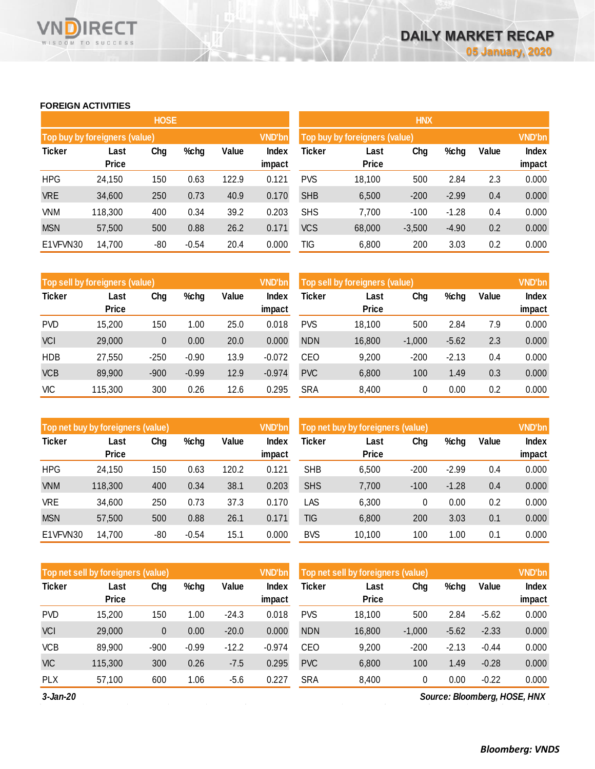## FOREIGN ACTIVITIES

### HOSE

**Top buy by foreigners (value)** — VND'bn

| Ticker | Last Price | Chg | %chg | Value | Index impact |
|---|---|---|---|---|---|
| HPG | 24,150 | 150 | 0.63 | 122.9 | 0.121 |
| VRE | 34,600 | 250 | 0.73 | 40.9 | 0.170 |
| VNM | 118,300 | 400 | 0.34 | 39.2 | 0.203 |
| MSN | 57,500 | 500 | 0.88 | 26.2 | 0.171 |
| E1VFVN30 | 14,700 | -80 | -0.54 | 20.4 | 0.000 |

**Top sell by foreigners (value)** — VND'bn

| Ticker | Last Price | Chg | %chg | Value | Index impact |
|---|---|---|---|---|---|
| PVD | 15,200 | 150 | 1.00 | 25.0 | 0.018 |
| VCI | 29,000 | 0 | 0.00 | 20.0 | 0.000 |
| HDB | 27,550 | -250 | -0.90 | 13.9 | -0.072 |
| VCB | 89,900 | -900 | -0.99 | 12.9 | -0.974 |
| VIC | 115,300 | 300 | 0.26 | 12.6 | 0.295 |

**Top net buy by foreigners (value)** — VND'bn

| Ticker | Last Price | Chg | %chg | Value | Index impact |
|---|---|---|---|---|---|
| HPG | 24,150 | 150 | 0.63 | 120.2 | 0.121 |
| VNM | 118,300 | 400 | 0.34 | 38.1 | 0.203 |
| VRE | 34,600 | 250 | 0.73 | 37.3 | 0.170 |
| MSN | 57,500 | 500 | 0.88 | 26.1 | 0.171 |
| E1VFVN30 | 14,700 | -80 | -0.54 | 15.1 | 0.000 |

**Top net sell by foreigners (value)** — VND'bn

| Ticker | Last Price | Chg | %chg | Value | Index impact |
|---|---|---|---|---|---|
| PVD | 15,200 | 150 | 1.00 | -24.3 | 0.018 |
| VCI | 29,000 | 0 | 0.00 | -20.0 | 0.000 |
| VCB | 89,900 | -900 | -0.99 | -12.2 | -0.974 |
| VIC | 115,300 | 300 | 0.26 | -7.5 | 0.295 |
| PLX | 57,100 | 600 | 1.06 | -5.6 | 0.227 |

### HNX

**Top buy by foreigners (value)** — VND'bn

| Ticker | Last Price | Chg | %chg | Value | Index impact |
|---|---|---|---|---|---|
| PVS | 18,100 | 500 | 2.84 | 2.3 | 0.000 |
| SHB | 6,500 | -200 | -2.99 | 0.4 | 0.000 |
| SHS | 7,700 | -100 | -1.28 | 0.4 | 0.000 |
| VCS | 68,000 | -3,500 | -4.90 | 0.2 | 0.000 |
| TIG | 6,800 | 200 | 3.03 | 0.2 | 0.000 |

**Top sell by foreigners (value)** — VND'bn

| Ticker | Last Price | Chg | %chg | Value | Index impact |
|---|---|---|---|---|---|
| PVS | 18,100 | 500 | 2.84 | 7.9 | 0.000 |
| NDN | 16,800 | -1,000 | -5.62 | 2.3 | 0.000 |
| CEO | 9,200 | -200 | -2.13 | 0.4 | 0.000 |
| PVC | 6,800 | 100 | 1.49 | 0.3 | 0.000 |
| SRA | 8,400 | 0 | 0.00 | 0.2 | 0.000 |

**Top net buy by foreigners (value)** — VND'bn

| Ticker | Last Price | Chg | %chg | Value | Index impact |
|---|---|---|---|---|---|
| SHB | 6,500 | -200 | -2.99 | 0.4 | 0.000 |
| SHS | 7,700 | -100 | -1.28 | 0.4 | 0.000 |
| LAS | 6,300 | 0 | 0.00 | 0.2 | 0.000 |
| TIG | 6,800 | 200 | 3.03 | 0.1 | 0.000 |
| BVS | 10,100 | 100 | 1.00 | 0.1 | 0.000 |

**Top net sell by foreigners (value)** — VND'bn

| Ticker | Last Price | Chg | %chg | Value | Index impact |
|---|---|---|---|---|---|
| PVS | 18,100 | 500 | 2.84 | -5.62 | 0.000 |
| NDN | 16,800 | -1,000 | -5.62 | -2.33 | 0.000 |
| CEO | 9,200 | -200 | -2.13 | -0.44 | 0.000 |
| PVC | 6,800 | 100 | 1.49 | -0.28 | 0.000 |
| SRA | 8,400 | 0 | 0.00 | -0.22 | 0.000 |

*3-Jan-20*

*Source: Bloomberg, HOSE, HNX*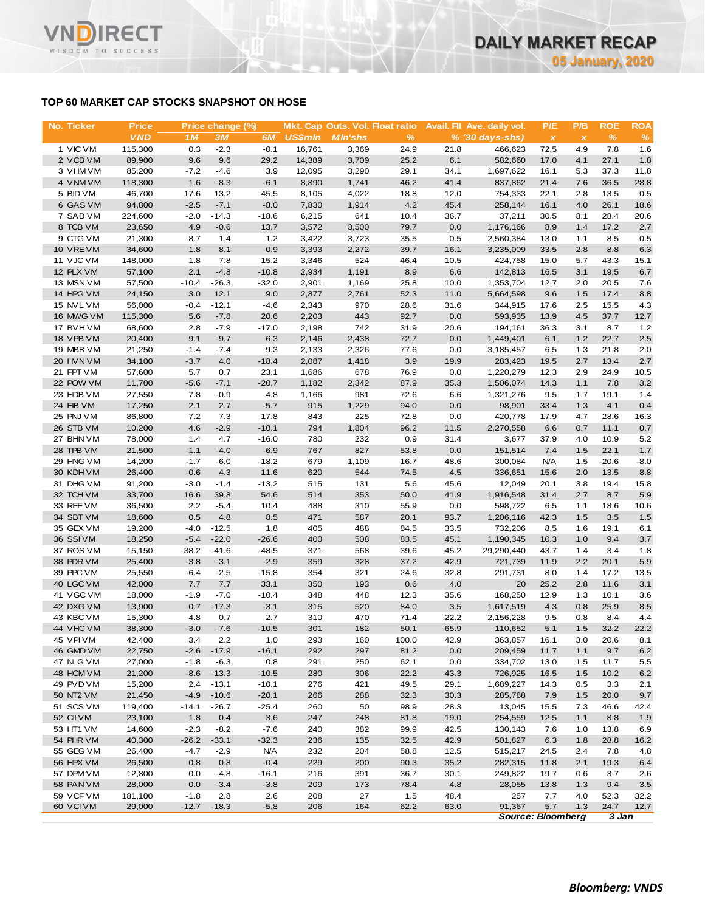## TOP 60 MARKET CAP STOCKS SNAPSHOT ON HOSE

| No. | Ticker | Price | Price change (%) | | | Mkt. Cap | Outs. Vol. | Float ratio | Avail. FII | Ave. daily vol. | P/E | P/B | ROE | ROA |
|---|---|---|---|---|---|---|---|---|---|---|---|---|---|---|
| | | VND | 1M | 3M | 6M | US$mln | Mln'shs | % | % | (30 days-shs) | x | x | % | % |
| 1 | VIC VM | 115,300 | 0.3 | -2.3 | -0.1 | 16,761 | 3,369 | 24.9 | 21.8 | 466,623 | 72.5 | 4.9 | 7.8 | 1.6 |
| 2 | VCB VM | 89,900 | 9.6 | 9.6 | 29.2 | 14,389 | 3,709 | 25.2 | 6.1 | 582,660 | 17.0 | 4.1 | 27.1 | 1.8 |
| 3 | VHM VM | 85,200 | -7.2 | -4.6 | 3.9 | 12,095 | 3,290 | 29.1 | 34.1 | 1,697,622 | 16.1 | 5.3 | 37.3 | 11.8 |
| 4 | VNM VM | 118,300 | 1.6 | -8.3 | -6.1 | 8,890 | 1,741 | 46.2 | 41.4 | 837,862 | 21.4 | 7.6 | 36.5 | 28.8 |
| 5 | BID VM | 46,700 | 17.6 | 13.2 | 45.5 | 8,105 | 4,022 | 18.8 | 12.0 | 754,333 | 22.1 | 2.8 | 13.5 | 0.5 |
| 6 | GAS VM | 94,800 | -2.5 | -7.1 | -8.0 | 7,830 | 1,914 | 4.2 | 45.4 | 258,144 | 16.1 | 4.0 | 26.1 | 18.6 |
| 7 | SAB VM | 224,600 | -2.0 | -14.3 | -18.6 | 6,215 | 641 | 10.4 | 36.7 | 37,211 | 30.5 | 8.1 | 28.4 | 20.6 |
| 8 | TCB VM | 23,650 | 4.9 | -0.6 | 13.7 | 3,572 | 3,500 | 79.7 | 0.0 | 1,176,166 | 8.9 | 1.4 | 17.2 | 2.7 |
| 9 | CTG VM | 21,300 | 8.7 | 1.4 | 1.2 | 3,422 | 3,723 | 35.5 | 0.5 | 2,560,384 | 13.0 | 1.1 | 8.5 | 0.5 |
| 10 | VRE VM | 34,600 | 1.8 | 8.1 | 0.9 | 3,393 | 2,272 | 39.7 | 16.1 | 3,235,009 | 33.5 | 2.8 | 8.8 | 6.3 |
| 11 | VJC VM | 148,000 | 1.8 | 7.8 | 15.2 | 3,346 | 524 | 46.4 | 10.5 | 424,758 | 15.0 | 5.7 | 43.3 | 15.1 |
| 12 | PLX VM | 57,100 | 2.1 | -4.8 | -10.8 | 2,934 | 1,191 | 8.9 | 6.6 | 142,813 | 16.5 | 3.1 | 19.5 | 6.7 |
| 13 | MSN VM | 57,500 | -10.4 | -26.3 | -32.0 | 2,901 | 1,169 | 25.8 | 10.0 | 1,353,704 | 12.7 | 2.0 | 20.5 | 7.6 |
| 14 | HPG VM | 24,150 | 3.0 | 12.1 | 9.0 | 2,877 | 2,761 | 52.3 | 11.0 | 5,664,598 | 9.6 | 1.5 | 17.4 | 8.8 |
| 15 | NVL VM | 56,000 | -0.4 | -12.1 | -4.6 | 2,343 | 970 | 28.6 | 31.6 | 344,915 | 17.6 | 2.5 | 15.5 | 4.3 |
| 16 | MWG VM | 115,300 | 5.6 | -7.8 | 20.6 | 2,203 | 443 | 92.7 | 0.0 | 593,935 | 13.9 | 4.5 | 37.7 | 12.7 |
| 17 | BVH VM | 68,600 | 2.8 | -7.9 | -17.0 | 2,198 | 742 | 31.9 | 20.6 | 194,161 | 36.3 | 3.1 | 8.7 | 1.2 |
| 18 | VPB VM | 20,400 | 9.1 | -9.7 | 6.3 | 2,146 | 2,438 | 72.7 | 0.0 | 1,449,401 | 6.1 | 1.2 | 22.7 | 2.5 |
| 19 | MBB VM | 21,250 | -1.4 | -7.4 | 9.3 | 2,133 | 2,326 | 77.6 | 0.0 | 3,185,457 | 6.5 | 1.3 | 21.8 | 2.0 |
| 20 | HVN VM | 34,100 | -3.7 | 4.0 | -18.4 | 2,087 | 1,418 | 3.9 | 19.9 | 283,423 | 19.5 | 2.7 | 13.4 | 2.7 |
| 21 | FPT VM | 57,600 | 5.7 | 0.7 | 23.1 | 1,686 | 678 | 76.9 | 0.0 | 1,220,279 | 12.3 | 2.9 | 24.9 | 10.5 |
| 22 | POW VM | 11,700 | -5.6 | -7.1 | -20.7 | 1,182 | 2,342 | 87.9 | 35.3 | 1,506,074 | 14.3 | 1.1 | 7.8 | 3.2 |
| 23 | HDB VM | 27,550 | 7.8 | -0.9 | 4.8 | 1,166 | 981 | 72.6 | 6.6 | 1,321,276 | 9.5 | 1.7 | 19.1 | 1.4 |
| 24 | EIB VM | 17,250 | 2.1 | 2.7 | -5.7 | 915 | 1,229 | 94.0 | 0.0 | 98,901 | 33.4 | 1.3 | 4.1 | 0.4 |
| 25 | PNJ VM | 86,800 | 7.2 | 7.3 | 17.8 | 843 | 225 | 72.8 | 0.0 | 420,778 | 17.9 | 4.7 | 28.6 | 16.3 |
| 26 | STB VM | 10,200 | 4.6 | -2.9 | -10.1 | 794 | 1,804 | 96.2 | 11.5 | 2,270,558 | 6.6 | 0.7 | 11.1 | 0.7 |
| 27 | BHN VM | 78,000 | 1.4 | 4.7 | -16.0 | 780 | 232 | 0.9 | 31.4 | 3,677 | 37.9 | 4.0 | 10.9 | 5.2 |
| 28 | TPB VM | 21,500 | -1.1 | -4.0 | -6.9 | 767 | 827 | 53.8 | 0.0 | 151,514 | 7.4 | 1.5 | 22.1 | 1.7 |
| 29 | HNG VM | 14,200 | -1.7 | -6.0 | -18.2 | 679 | 1,109 | 16.7 | 48.6 | 300,084 | N/A | 1.5 | -20.6 | -8.0 |
| 30 | KDH VM | 26,400 | -0.6 | 4.3 | 11.6 | 620 | 544 | 74.5 | 4.5 | 336,651 | 15.6 | 2.0 | 13.5 | 8.8 |
| 31 | DHG VM | 91,200 | -3.0 | -1.4 | -13.2 | 515 | 131 | 5.6 | 45.6 | 12,049 | 20.1 | 3.8 | 19.4 | 15.8 |
| 32 | TCH VM | 33,700 | 16.6 | 39.8 | 54.6 | 514 | 353 | 50.0 | 41.9 | 1,916,548 | 31.4 | 2.7 | 8.7 | 5.9 |
| 33 | REE VM | 36,500 | 2.2 | -5.4 | 10.4 | 488 | 310 | 55.9 | 0.0 | 598,722 | 6.5 | 1.1 | 18.6 | 10.6 |
| 34 | SBT VM | 18,600 | 0.5 | 4.8 | 8.5 | 471 | 587 | 20.1 | 93.7 | 1,206,116 | 42.3 | 1.5 | 3.5 | 1.5 |
| 35 | GEX VM | 19,200 | -4.0 | -12.5 | 1.8 | 405 | 488 | 84.5 | 33.5 | 732,206 | 8.5 | 1.6 | 19.1 | 6.1 |
| 36 | SSI VM | 18,250 | -5.4 | -22.0 | -26.6 | 400 | 508 | 83.5 | 45.1 | 1,190,345 | 10.3 | 1.0 | 9.4 | 3.7 |
| 37 | ROS VM | 15,150 | -38.2 | -41.6 | -48.5 | 371 | 568 | 39.6 | 45.2 | 29,290,440 | 43.7 | 1.4 | 3.4 | 1.8 |
| 38 | PDR VM | 25,400 | -3.8 | -3.1 | -2.9 | 359 | 328 | 37.2 | 42.9 | 721,739 | 11.9 | 2.2 | 20.1 | 5.9 |
| 39 | PPC VM | 25,550 | -6.4 | -2.5 | -15.8 | 354 | 321 | 24.6 | 32.8 | 291,731 | 8.0 | 1.4 | 17.2 | 13.5 |
| 40 | LGC VM | 42,000 | 7.7 | 7.7 | 33.1 | 350 | 193 | 0.6 | 4.0 | 20 | 25.2 | 2.8 | 11.6 | 3.1 |
| 41 | VGC VM | 18,000 | -1.9 | -7.0 | -10.4 | 348 | 448 | 12.3 | 35.6 | 168,250 | 12.9 | 1.3 | 10.1 | 3.6 |
| 42 | DXG VM | 13,900 | 0.7 | -17.3 | -3.1 | 315 | 520 | 84.0 | 3.5 | 1,617,519 | 4.3 | 0.8 | 25.9 | 8.5 |
| 43 | KBC VM | 15,300 | 4.8 | 0.7 | 2.7 | 310 | 470 | 71.4 | 22.2 | 2,156,228 | 9.5 | 0.8 | 8.4 | 4.4 |
| 44 | VHC VM | 38,300 | -3.0 | -7.6 | -10.5 | 301 | 182 | 50.1 | 65.9 | 110,652 | 5.1 | 1.5 | 32.2 | 22.2 |
| 45 | VPI VM | 42,400 | 3.4 | 2.2 | 1.0 | 293 | 160 | 100.0 | 42.9 | 363,857 | 16.1 | 3.0 | 20.6 | 8.1 |
| 46 | GMD VM | 22,750 | -2.6 | -17.9 | -16.1 | 292 | 297 | 81.2 | 0.0 | 209,459 | 11.7 | 1.1 | 9.7 | 6.2 |
| 47 | NLG VM | 27,000 | -1.8 | -6.3 | 0.8 | 291 | 250 | 62.1 | 0.0 | 334,702 | 13.0 | 1.5 | 11.7 | 5.5 |
| 48 | HCM VM | 21,200 | -8.6 | -13.3 | -10.5 | 280 | 306 | 22.2 | 43.3 | 726,925 | 16.5 | 1.5 | 10.2 | 6.2 |
| 49 | PVD VM | 15,200 | 2.4 | -13.1 | -10.1 | 276 | 421 | 49.5 | 29.1 | 1,689,227 | 14.3 | 0.5 | 3.3 | 2.1 |
| 50 | NT2 VM | 21,450 | -4.9 | -10.6 | -20.1 | 266 | 288 | 32.3 | 30.3 | 285,788 | 7.9 | 1.5 | 20.0 | 9.7 |
| 51 | SCS VM | 119,400 | -14.1 | -26.7 | -25.4 | 260 | 50 | 98.9 | 28.3 | 13,045 | 15.5 | 7.3 | 46.6 | 42.4 |
| 52 | CII VM | 23,100 | 1.8 | 0.4 | 3.6 | 247 | 248 | 81.8 | 19.0 | 254,559 | 12.5 | 1.1 | 8.8 | 1.9 |
| 53 | HT1 VM | 14,600 | -2.3 | -8.2 | -7.6 | 240 | 382 | 99.9 | 42.5 | 130,143 | 7.6 | 1.0 | 13.8 | 6.9 |
| 54 | PHR VM | 40,300 | -26.2 | -33.1 | -32.3 | 236 | 135 | 32.5 | 42.9 | 501,827 | 6.3 | 1.8 | 28.8 | 16.2 |
| 55 | GEG VM | 26,400 | -4.7 | -2.9 | N/A | 232 | 204 | 58.8 | 12.5 | 515,217 | 24.5 | 2.4 | 7.8 | 4.8 |
| 56 | HPX VM | 26,500 | 0.8 | 0.8 | -0.4 | 229 | 200 | 90.3 | 35.2 | 282,315 | 11.8 | 2.1 | 19.3 | 6.4 |
| 57 | DPM VM | 12,800 | 0.0 | -4.8 | -16.1 | 216 | 391 | 36.7 | 30.1 | 249,822 | 19.7 | 0.6 | 3.7 | 2.6 |
| 58 | PAN VM | 28,000 | 0.0 | -3.4 | -3.8 | 209 | 173 | 78.4 | 4.8 | 28,055 | 13.8 | 1.3 | 9.4 | 3.5 |
| 59 | VCF VM | 181,100 | -1.8 | 2.8 | 2.6 | 208 | 27 | 1.5 | 48.4 | 257 | 7.7 | 4.0 | 52.3 | 32.2 |
| 60 | VCI VM | 29,000 | -12.7 | -18.3 | -5.8 | 206 | 164 | 62.2 | 63.0 | 91,367 | 5.7 | 1.3 | 24.7 | 12.7 |

*Source: Bloomberg* *3 Jan*

***Bloomberg: VNDS***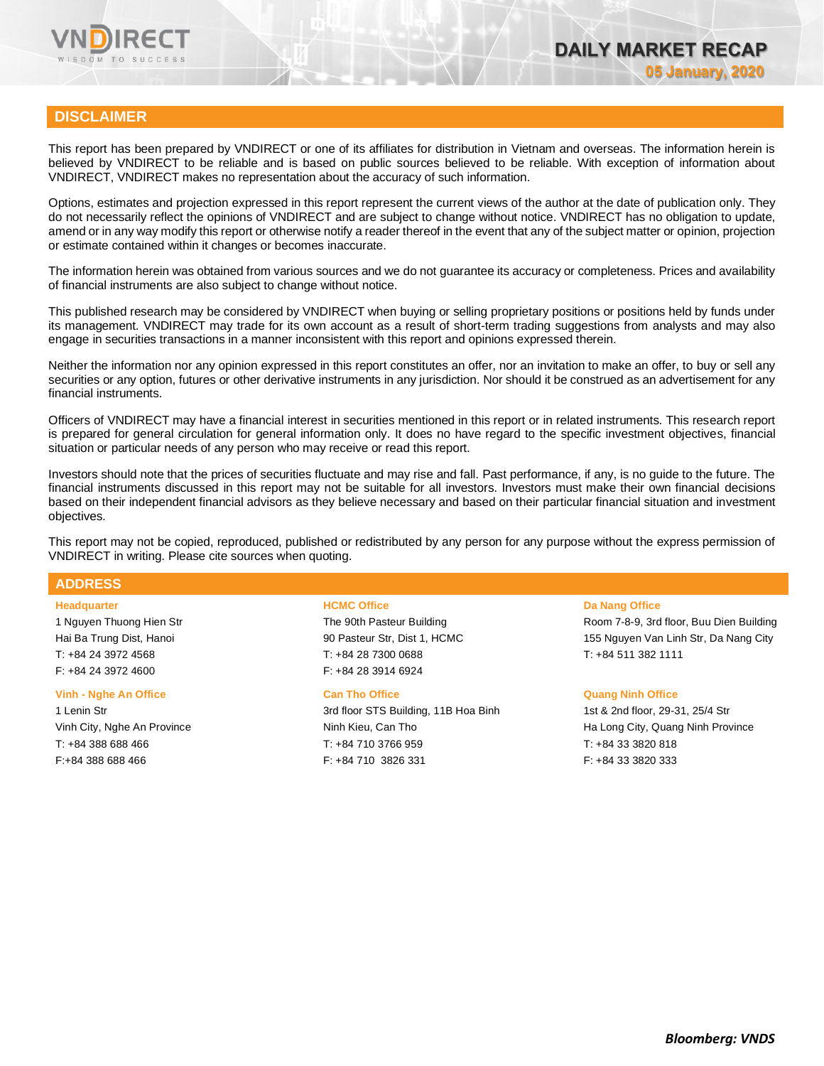## DISCLAIMER

This report has been prepared by VNDIRECT or one of its affiliates for distribution in Vietnam and overseas. The information herein is believed by VNDIRECT to be reliable and is based on public sources believed to be reliable. With exception of information about VNDIRECT, VNDIRECT makes no representation about the accuracy of such information.

Options, estimates and projection expressed in this report represent the current views of the author at the date of publication only. They do not necessarily reflect the opinions of VNDIRECT and are subject to change without notice. VNDIRECT has no obligation to update, amend or in any way modify this report or otherwise notify a reader thereof in the event that any of the subject matter or opinion, projection or estimate contained within it changes or becomes inaccurate.

The information herein was obtained from various sources and we do not guarantee its accuracy or completeness. Prices and availability of financial instruments are also subject to change without notice.

This published research may be considered by VNDIRECT when buying or selling proprietary positions or positions held by funds under its management. VNDIRECT may trade for its own account as a result of short-term trading suggestions from analysts and may also engage in securities transactions in a manner inconsistent with this report and opinions expressed therein.

Neither the information nor any opinion expressed in this report constitutes an offer, nor an invitation to make an offer, to buy or sell any securities or any option, futures or other derivative instruments in any jurisdiction. Nor should it be construed as an advertisement for any financial instruments.

Officers of VNDIRECT may have a financial interest in securities mentioned in this report or in related instruments. This research report is prepared for general circulation for general information only. It does no have regard to the specific investment objectives, financial situation or particular needs of any person who may receive or read this report.

Investors should note that the prices of securities fluctuate and may rise and fall. Past performance, if any, is no guide to the future. The financial instruments discussed in this report may not be suitable for all investors. Investors must make their own financial decisions based on their independent financial advisors as they believe necessary and based on their particular financial situation and investment objectives.

This report may not be copied, reproduced, published or redistributed by any person for any purpose without the express permission of VNDIRECT in writing. Please cite sources when quoting.

## ADDRESS

**Headquarter**
1 Nguyen Thuong Hien Str
Hai Ba Trung Dist, Hanoi
T: +84 24 3972 4568
F: +84 24 3972 4600

**HCMC Office**
The 90th Pasteur Building
90 Pasteur Str, Dist 1, HCMC
T: +84 28 7300 0688
F: +84 28 3914 6924

**Da Nang Office**
Room 7-8-9, 3rd floor, Buu Dien Building
155 Nguyen Van Linh Str, Da Nang City
T: +84 511 382 1111

**Vinh - Nghe An Office**
1 Lenin Str
Vinh City, Nghe An Province
T: +84 388 688 466
F:+84 388 688 466

**Can Tho Office**
3rd floor STS Building, 11B Hoa Binh
Ninh Kieu, Can Tho
T: +84 710 3766 959
F: +84 710 3826 331

**Quang Ninh Office**
1st & 2nd floor, 29-31, 25/4 Str
Ha Long City, Quang Ninh Province
T: +84 33 3820 818
F: +84 33 3820 333